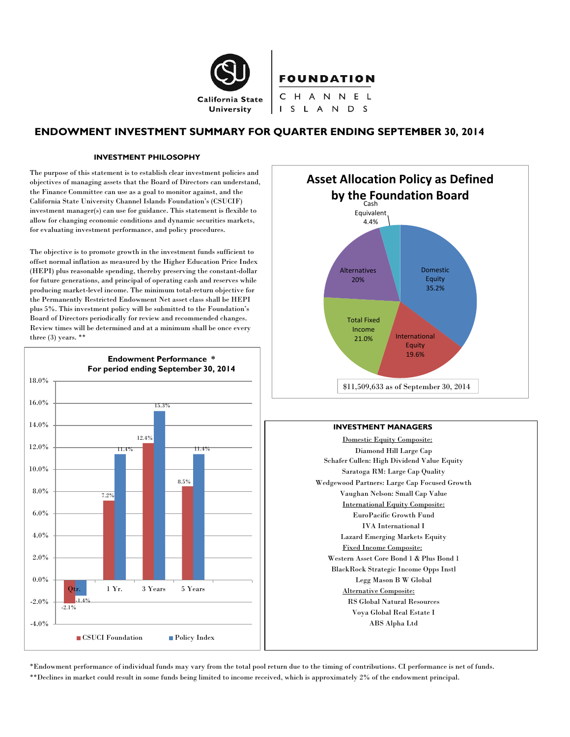California State University | FOUNDATION CHANNEL ISLANDS

# ENDOWMENT INVESTMENT SUMMARY FOR QUARTER ENDING SEPTEMBER 30, 2014

## INVESTMENT PHILOSOPHY

The purpose of this statement is to establish clear investment policies and objectives of managing assets that the Board of Directors can understand, the Finance Committee can use as a goal to monitor against, and the California State University Channel Islands Foundation's (CSUCIF) investment manager(s) can use for guidance. This statement is flexible to allow for changing economic conditions and dynamic securities markets, for evaluating investment performance, and policy procedures.

The objective is to promote growth in the investment funds sufficient to offset normal inflation as measured by the Higher Education Price Index (HEPI) plus reasonable spending, thereby preserving the constant-dollar for future generations, and principal of operating cash and reserves while producing market-level income. The minimum total-return objective for the Permanently Restricted Endowment Net asset class shall be HEPI plus 5%. This investment policy will be submitted to the Foundation's Board of Directors periodically for review and recommended changes. Review times will be determined and at a minimum shall be once every three (3) years. **

### Endowment Performance *
### For period ending September 30, 2014

| | CSUCI Foundation | Policy Index |
|---|---|---|
| Qtr. | -2.1% | -1.4% |
| 1 Yr. | 7.2% | 11.4% |
| 3 Years | 12.4% | 15.3% |
| 5 Years | 8.5% | 11.4% |

### Asset Allocation Policy as Defined by the Foundation Board

| Asset Class | Allocation |
|---|---|
| Domestic Equity | 35.2% |
| International Equity | 19.6% |
| Total Fixed Income | 21.0% |
| Alternatives | 20% |
| Cash Equivalent | 4.4% |

$11,509,633 as of September 30, 2014

## INVESTMENT MANAGERS

Domestic Equity Composite:
- Diamond Hill Large Cap
- Schafer Cullen: High Dividend Value Equity
- Saratoga RM: Large Cap Quality
- Wedgewood Partners: Large Cap Focused Growth
- Vaughan Nelson: Small Cap Value

International Equity Composite:
- EuroPacific Growth Fund
- IVA International I
- Lazard Emerging Markets Equity

Fixed Income Composite:
- Western Asset Core Bond 1 & Plus Bond 1
- BlackRock Strategic Income Opps Instl
- Legg Mason B W Global

Alternative Composite:
- RS Global Natural Resources
- Voya Global Real Estate I
- ABS Alpha Ltd

*Endowment performance of individual funds may vary from the total pool return due to the timing of contributions. CI performance is net of funds.

**Declines in market could result in some funds being limited to income received, which is approximately 2% of the endowment principal.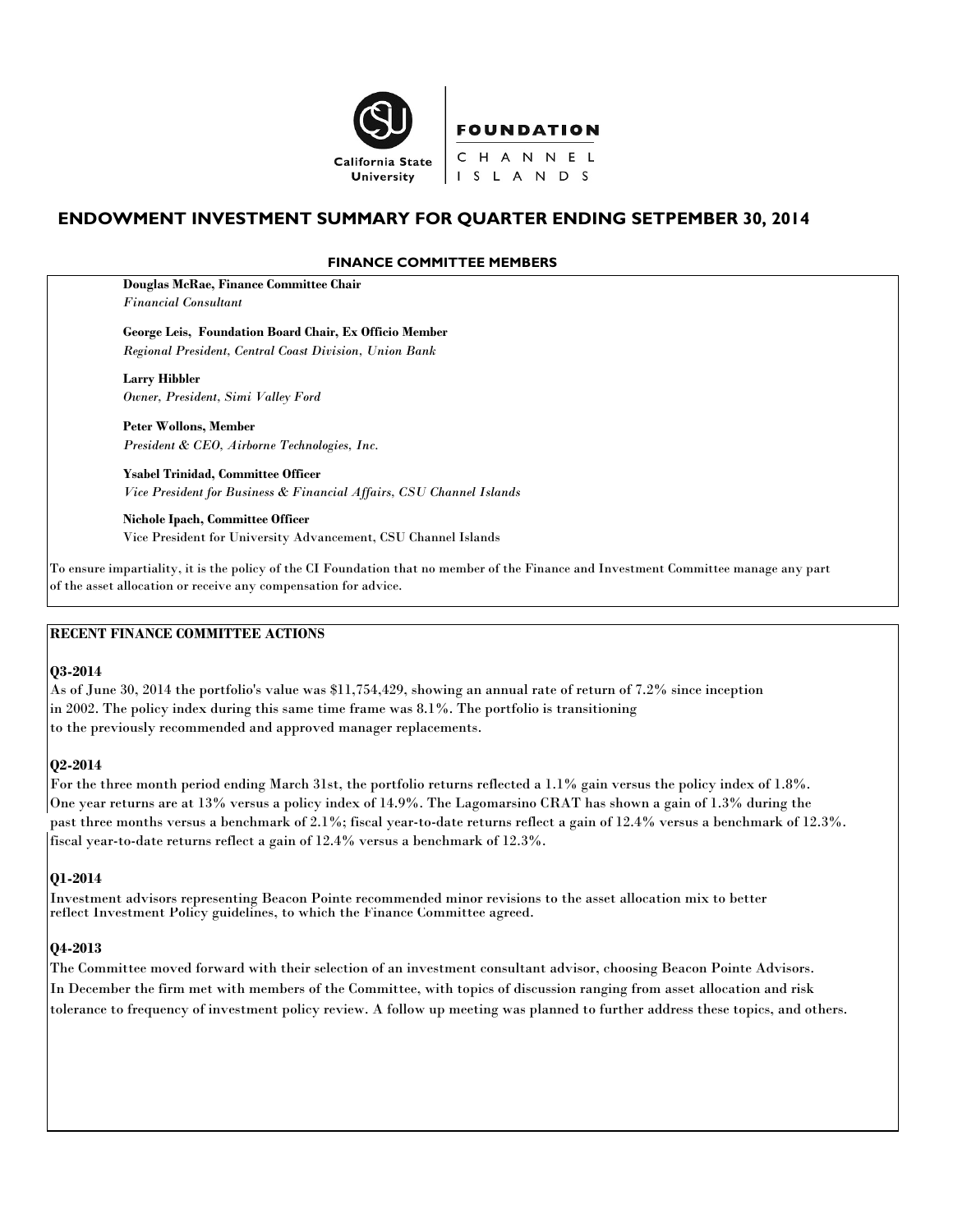FOUNDATION

California State University | CHANNEL ISLANDS

# ENDOWMENT INVESTMENT SUMMARY FOR QUARTER ENDING SETPEMBER 30, 2014

### FINANCE COMMITTEE MEMBERS

**Douglas McRae, Finance Committee Chair**
*Financial Consultant*

**George Leis, Foundation Board Chair, Ex Officio Member**
*Regional President, Central Coast Division, Union Bank*

**Larry Hibbler**
*Owner, President, Simi Valley Ford*

**Peter Wollons, Member**
*President & CEO, Airborne Technologies, Inc.*

**Ysabel Trinidad, Committee Officer**
*Vice President for Business & Financial Affairs, CSU Channel Islands*

**Nichole Ipach, Committee Officer**
Vice President for University Advancement, CSU Channel Islands

To ensure impartiality, it is the policy of the CI Foundation that no member of the Finance and Investment Committee manage any part of the asset allocation or receive any compensation for advice.

### RECENT FINANCE COMMITTEE ACTIONS

**Q3-2014**

As of June 30, 2014 the portfolio's value was $11,754,429, showing an annual rate of return of 7.2% since inception in 2002. The policy index during this same time frame was 8.1%. The portfolio is transitioning to the previously recommended and approved manager replacements.

**Q2-2014**

For the three month period ending March 31st, the portfolio returns reflected a 1.1% gain versus the policy index of 1.8%. One year returns are at 13% versus a policy index of 14.9%. The Lagomarsino CRAT has shown a gain of 1.3% during the past three months versus a benchmark of 2.1%; fiscal year-to-date returns reflect a gain of 12.4% versus a benchmark of 12.3%. fiscal year-to-date returns reflect a gain of 12.4% versus a benchmark of 12.3%.

**Q1-2014**

Investment advisors representing Beacon Pointe recommended minor revisions to the asset allocation mix to better reflect Investment Policy guidelines, to which the Finance Committee agreed.

**Q4-2013**

The Committee moved forward with their selection of an investment consultant advisor, choosing Beacon Pointe Advisors. In December the firm met with members of the Committee, with topics of discussion ranging from asset allocation and risk tolerance to frequency of investment policy review. A follow up meeting was planned to further address these topics, and others.